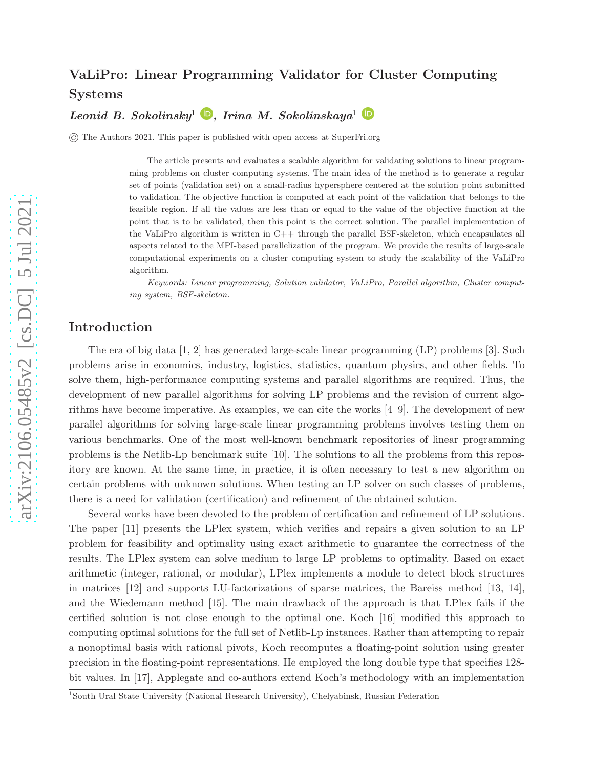# VaLiPro: Linear Programming Validator for Cluster Computing Systems

***Leonid B. Sokolinsky***[1], ***Irina M. Sokolinskaya***[1]

© The Authors 2021. This paper is published with open access at SuperFri.org

> The article presents and evaluates a scalable algorithm for validating solutions to linear programming problems on cluster computing systems. The main idea of the method is to generate a regular set of points (validation set) on a small-radius hypersphere centered at the solution point submitted to validation. The objective function is computed at each point of the validation that belongs to the feasible region. If all the values are less than or equal to the value of the objective function at the point that is to be validated, then this point is the correct solution. The parallel implementation of the VaLiPro algorithm is written in C++ through the parallel BSF-skeleton, which encapsulates all aspects related to the MPI-based parallelization of the program. We provide the results of large-scale computational experiments on a cluster computing system to study the scalability of the VaLiPro algorithm.
>
> *Keywords: Linear programming, Solution validator, VaLiPro, Parallel algorithm, Cluster computing system, BSF-skeleton.*

## Introduction

The era of big data [1, 2] has generated large-scale linear programming (LP) problems [3]. Such problems arise in economics, industry, logistics, statistics, quantum physics, and other fields. To solve them, high-performance computing systems and parallel algorithms are required. Thus, the development of new parallel algorithms for solving LP problems and the revision of current algorithms have become imperative. As examples, we can cite the works [4–9]. The development of new parallel algorithms for solving large-scale linear programming problems involves testing them on various benchmarks. One of the most well-known benchmark repositories of linear programming problems is the Netlib-Lp benchmark suite [10]. The solutions to all the problems from this repository are known. At the same time, in practice, it is often necessary to test a new algorithm on certain problems with unknown solutions. When testing an LP solver on such classes of problems, there is a need for validation (certification) and refinement of the obtained solution.

Several works have been devoted to the problem of certification and refinement of LP solutions. The paper [11] presents the LPlex system, which verifies and repairs a given solution to an LP problem for feasibility and optimality using exact arithmetic to guarantee the correctness of the results. The LPlex system can solve medium to large LP problems to optimality. Based on exact arithmetic (integer, rational, or modular), LPlex implements a module to detect block structures in matrices [12] and supports LU-factorizations of sparse matrices, the Bareiss method [13, 14], and the Wiedemann method [15]. The main drawback of the approach is that LPlex fails if the certified solution is not close enough to the optimal one. Koch [16] modified this approach to computing optimal solutions for the full set of Netlib-Lp instances. Rather than attempting to repair a nonoptimal basis with rational pivots, Koch recomputes a floating-point solution using greater precision in the floating-point representations. He employed the long double type that specifies 128-bit values. In [17], Applegate and co-authors extend Koch's methodology with an implementation

[1] South Ural State University (National Research University), Chelyabinsk, Russian Federation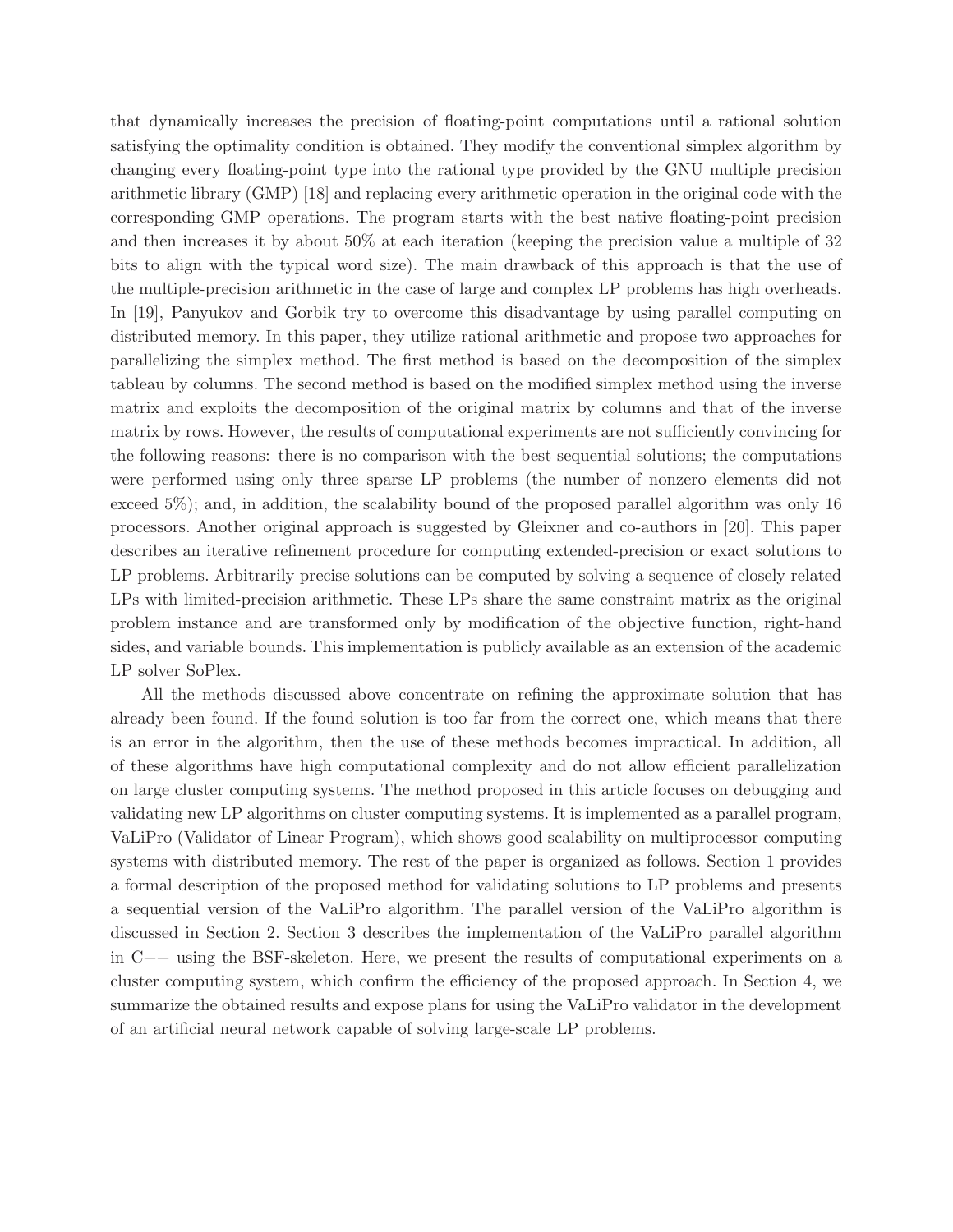that dynamically increases the precision of floating-point computations until a rational solution satisfying the optimality condition is obtained. They modify the conventional simplex algorithm by changing every floating-point type into the rational type provided by the GNU multiple precision arithmetic library (GMP) [18] and replacing every arithmetic operation in the original code with the corresponding GMP operations. The program starts with the best native floating-point precision and then increases it by about 50% at each iteration (keeping the precision value a multiple of 32 bits to align with the typical word size). The main drawback of this approach is that the use of the multiple-precision arithmetic in the case of large and complex LP problems has high overheads. In [19], Panyukov and Gorbik try to overcome this disadvantage by using parallel computing on distributed memory. In this paper, they utilize rational arithmetic and propose two approaches for parallelizing the simplex method. The first method is based on the decomposition of the simplex tableau by columns. The second method is based on the modified simplex method using the inverse matrix and exploits the decomposition of the original matrix by columns and that of the inverse matrix by rows. However, the results of computational experiments are not sufficiently convincing for the following reasons: there is no comparison with the best sequential solutions; the computations were performed using only three sparse LP problems (the number of nonzero elements did not exceed 5%); and, in addition, the scalability bound of the proposed parallel algorithm was only 16 processors. Another original approach is suggested by Gleixner and co-authors in [20]. This paper describes an iterative refinement procedure for computing extended-precision or exact solutions to LP problems. Arbitrarily precise solutions can be computed by solving a sequence of closely related LPs with limited-precision arithmetic. These LPs share the same constraint matrix as the original problem instance and are transformed only by modification of the objective function, right-hand sides, and variable bounds. This implementation is publicly available as an extension of the academic LP solver SoPlex.

All the methods discussed above concentrate on refining the approximate solution that has already been found. If the found solution is too far from the correct one, which means that there is an error in the algorithm, then the use of these methods becomes impractical. In addition, all of these algorithms have high computational complexity and do not allow efficient parallelization on large cluster computing systems. The method proposed in this article focuses on debugging and validating new LP algorithms on cluster computing systems. It is implemented as a parallel program, VaLiPro (Validator of Linear Program), which shows good scalability on multiprocessor computing systems with distributed memory. The rest of the paper is organized as follows. Section 1 provides a formal description of the proposed method for validating solutions to LP problems and presents a sequential version of the VaLiPro algorithm. The parallel version of the VaLiPro algorithm is discussed in Section 2. Section 3 describes the implementation of the VaLiPro parallel algorithm in C++ using the BSF-skeleton. Here, we present the results of computational experiments on a cluster computing system, which confirm the efficiency of the proposed approach. In Section 4, we summarize the obtained results and expose plans for using the VaLiPro validator in the development of an artificial neural network capable of solving large-scale LP problems.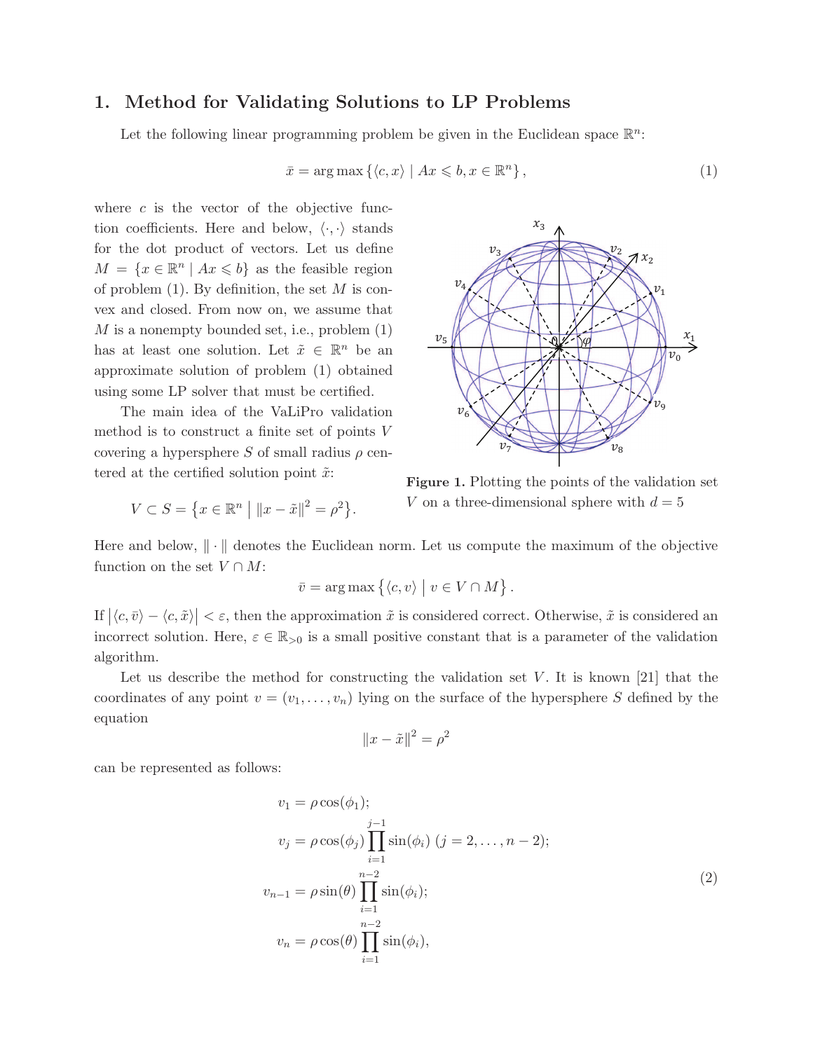## 1. Method for Validating Solutions to LP Problems

Let the following linear programming problem be given in the Euclidean space $\mathbb{R}^n$:

$$\bar{x} = \arg\max \left\{ \langle c, x \rangle \mid Ax \leqslant b, x \in \mathbb{R}^n \right\}, \tag{1}$$

where $c$ is the vector of the objective function coefficients. Here and below, $\langle \cdot, \cdot \rangle$ stands for the dot product of vectors. Let us define $M = \{x \in \mathbb{R}^n \mid Ax \leqslant b\}$ as the feasible region of problem (1). By definition, the set $M$ is convex and closed. From now on, we assume that $M$ is a nonempty bounded set, i.e., problem (1) has at least one solution. Let $\tilde{x} \in \mathbb{R}^n$ be an approximate solution of problem (1) obtained using some LP solver that must be certified.

The main idea of the VaLiPro validation method is to construct a finite set of points $V$ covering a hypersphere $S$ of small radius $\rho$ centered at the certified solution point $\tilde{x}$:

$$V \subset S = \left\{ x \in \mathbb{R}^n \;\middle|\; \|x - \tilde{x}\|^2 = \rho^2 \right\}.$$

**Figure 1.** Plotting the points of the validation set $V$ on a three-dimensional sphere with $d = 5$

Here and below, $\|\cdot\|$ denotes the Euclidean norm. Let us compute the maximum of the objective function on the set $V \cap M$:

$$\bar{v} = \arg\max \left\{ \langle c, v \rangle \;\middle|\; v \in V \cap M \right\}.$$

If $\left|\langle c, \bar{v} \rangle - \langle c, \tilde{x} \rangle\right| < \varepsilon$, then the approximation $\tilde{x}$ is considered correct. Otherwise, $\tilde{x}$ is considered an incorrect solution. Here, $\varepsilon \in \mathbb{R}_{>0}$ is a small positive constant that is a parameter of the validation algorithm.

Let us describe the method for constructing the validation set $V$. It is known [21] that the coordinates of any point $v = (v_1, \ldots, v_n)$ lying on the surface of the hypersphere $S$ defined by the equation

$$\|x - \tilde{x}\|^2 = \rho^2$$

can be represented as follows:

$$\begin{aligned}
v_1 &= \rho \cos(\phi_1); \\
v_j &= \rho \cos(\phi_j) \prod_{i=1}^{j-1} \sin(\phi_i) \; (j = 2, \ldots, n-2); \\
v_{n-1} &= \rho \sin(\theta) \prod_{i=1}^{n-2} \sin(\phi_i); \\
v_n &= \rho \cos(\theta) \prod_{i=1}^{n-2} \sin(\phi_i),
\end{aligned} \tag{2}$$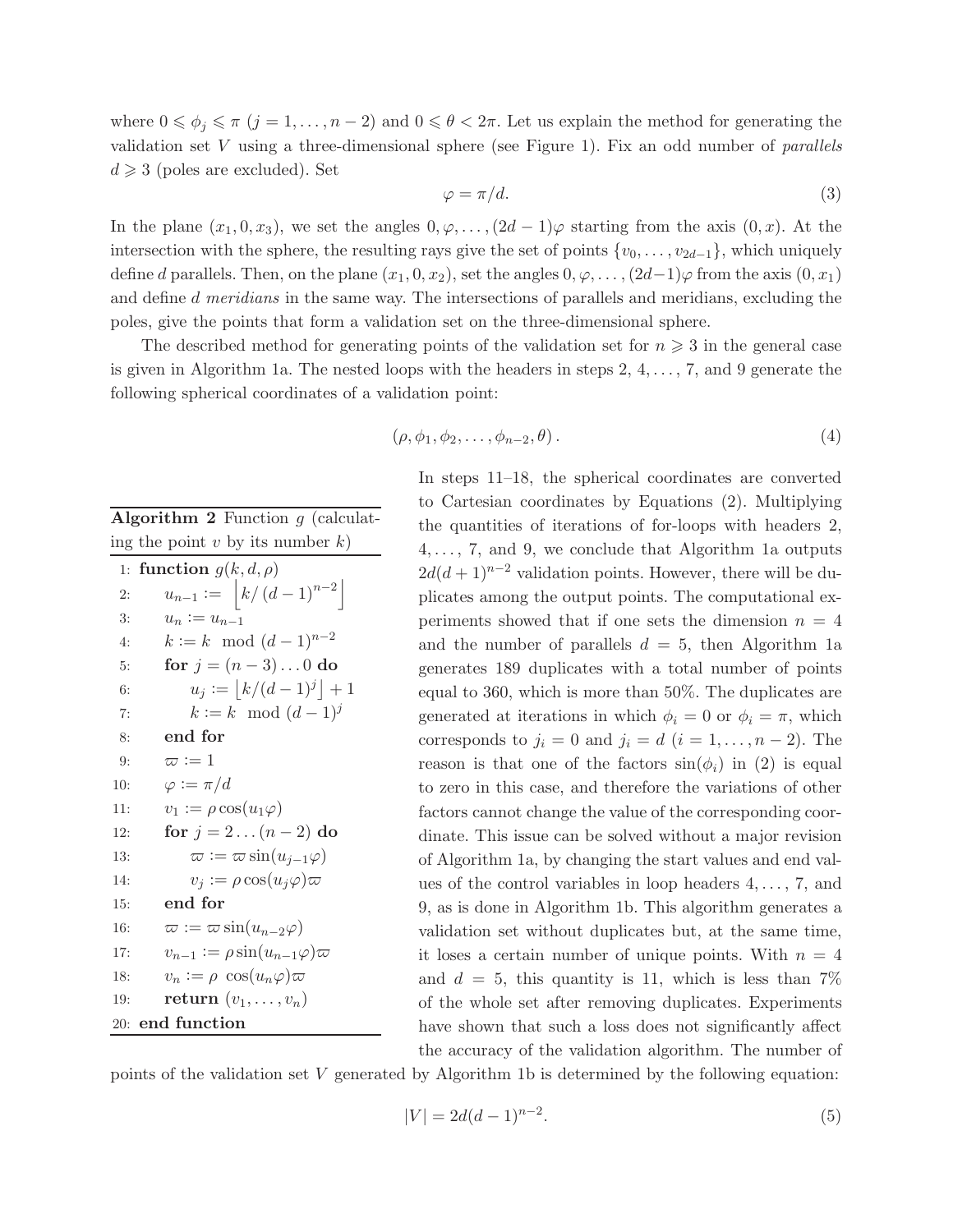where $0 \leqslant \phi_j \leqslant \pi$ ($j = 1, \ldots, n-2$) and $0 \leqslant \theta < 2\pi$. Let us explain the method for generating the validation set $V$ using a three-dimensional sphere (see Figure 1). Fix an odd number of *parallels* $d \geqslant 3$ (poles are excluded). Set

$$\varphi = \pi/d. \tag{3}$$

In the plane $(x_1, 0, x_3)$, we set the angles $0, \varphi, \ldots, (2d-1)\varphi$ starting from the axis $(0, x)$. At the intersection with the sphere, the resulting rays give the set of points $\{v_0, \ldots, v_{2d-1}\}$, which uniquely define $d$ parallels. Then, on the plane $(x_1, 0, x_2)$, set the angles $0, \varphi, \ldots, (2d-1)\varphi$ from the axis $(0, x_1)$ and define $d$ *meridians* in the same way. The intersections of parallels and meridians, excluding the poles, give the points that form a validation set on the three-dimensional sphere.

The described method for generating points of the validation set for $n \geqslant 3$ in the general case is given in Algorithm 1a. The nested loops with the headers in steps 2, 4, ..., 7, and 9 generate the following spherical coordinates of a validation point:

$$(\rho, \phi_1, \phi_2, \ldots, \phi_{n-2}, \theta). \tag{4}$$

**Algorithm 2** Function $g$ (calculating the point $v$ by its number $k$)

```
1:  function g(k, d, ρ)
2:      u_{n-1} := ⌊k/(d-1)^{n-2}⌋
3:      u_n := u_{n-1}
4:      k := k mod (d-1)^{n-2}
5:      for j = (n-3)...0 do
6:          u_j := ⌊k/(d-1)^j⌋ + 1
7:          k := k mod (d-1)^j
8:      end for
9:      ϖ := 1
10:     φ := π/d
11:     v_1 := ρ cos(u_1 φ)
12:     for j = 2...(n-2) do
13:         ϖ := ϖ sin(u_{j-1} φ)
14:         v_j := ρ cos(u_j φ) ϖ
15:     end for
16:     ϖ := ϖ sin(u_{n-2} φ)
17:     v_{n-1} := ρ sin(u_{n-1} φ) ϖ
18:     v_n := ρ cos(u_n φ) ϖ
19:     return (v_1, ..., v_n)
20: end function
```

In steps 11–18, the spherical coordinates are converted to Cartesian coordinates by Equations (2). Multiplying the quantities of iterations of for-loops with headers 2, 4, ..., 7, and 9, we conclude that Algorithm 1a outputs $2d(d+1)^{n-2}$ validation points. However, there will be duplicates among the output points. The computational experiments showed that if one sets the dimension $n = 4$ and the number of parallels $d = 5$, then Algorithm 1a generates 189 duplicates with a total number of points equal to 360, which is more than 50%. The duplicates are generated at iterations in which $\phi_i = 0$ or $\phi_i = \pi$, which corresponds to $j_i = 0$ and $j_i = d$ ($i = 1, \ldots, n-2$). The reason is that one of the factors $\sin(\phi_i)$ in (2) is equal to zero in this case, and therefore the variations of other factors cannot change the value of the corresponding coordinate. This issue can be solved without a major revision of Algorithm 1a, by changing the start values and end values of the control variables in loop headers 4, ..., 7, and 9, as is done in Algorithm 1b. This algorithm generates a validation set without duplicates but, at the same time, it loses a certain number of unique points. With $n = 4$ and $d = 5$, this quantity is 11, which is less than 7% of the whole set after removing duplicates. Experiments have shown that such a loss does not significantly affect the accuracy of the validation algorithm. The number of points of the validation set $V$ generated by Algorithm 1b is determined by the following equation:

$$|V| = 2d(d-1)^{n-2}. \tag{5}$$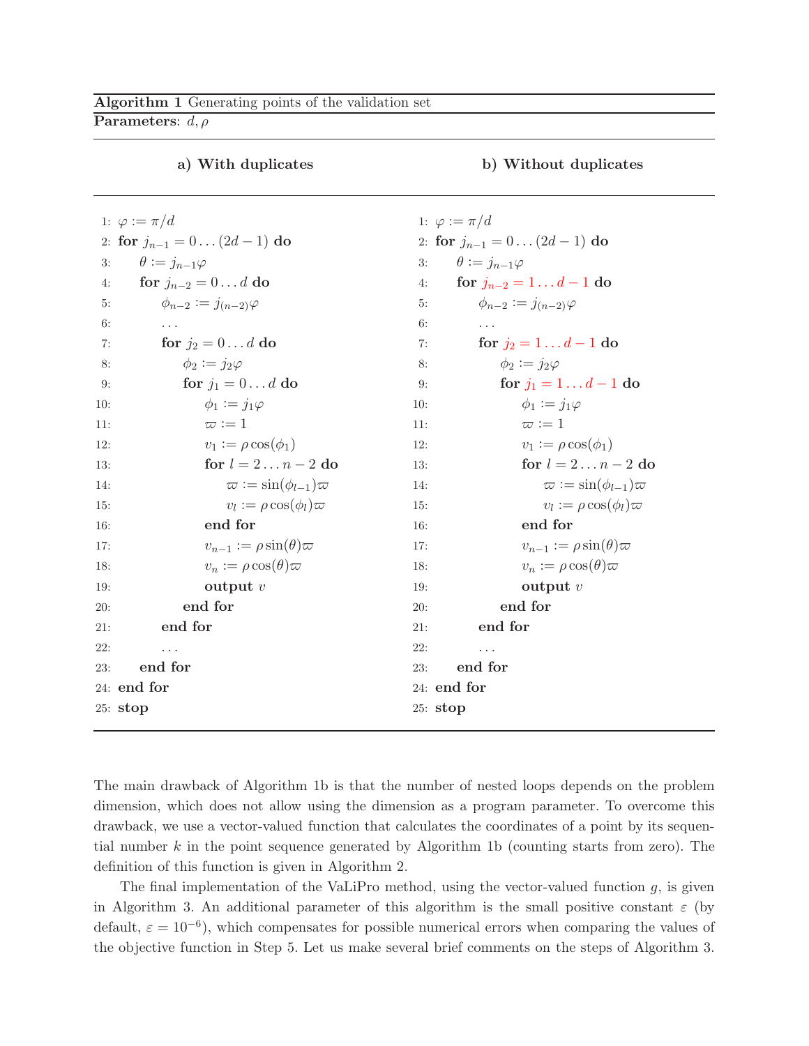**Algorithm 1** Generating points of the validation set

**Parameters**: $d, \rho$

**a) With duplicates**

```
1:  φ := π/d
2:  for j_{n-1} = 0 ... (2d − 1) do
3:      θ := j_{n-1} φ
4:      for j_{n-2} = 0 ... d do
5:          φ_{n-2} := j_{(n-2)} φ
6:          ...
7:          for j_2 = 0 ... d do
8:              φ_2 := j_2 φ
9:              for j_1 = 0 ... d do
10:                 φ_1 := j_1 φ
11:                 ϖ := 1
12:                 v_1 := ρ cos(φ_1)
13:                 for l = 2 ... n − 2 do
14:                     ϖ := sin(φ_{l-1}) ϖ
15:                     v_l := ρ cos(φ_l) ϖ
16:                 end for
17:                 v_{n-1} := ρ sin(θ) ϖ
18:                 v_n := ρ cos(θ) ϖ
19:                 output v
20:             end for
21:         end for
22:         ...
23:     end for
24: end for
25: stop
```

**b) Without duplicates**

```
1:  φ := π/d
2:  for j_{n-1} = 0 ... (2d − 1) do
3:      θ := j_{n-1} φ
4:      for j_{n-2} = 1 ... d − 1 do
5:          φ_{n-2} := j_{(n-2)} φ
6:          ...
7:          for j_2 = 1 ... d − 1 do
8:              φ_2 := j_2 φ
9:              for j_1 = 1 ... d − 1 do
10:                 φ_1 := j_1 φ
11:                 ϖ := 1
12:                 v_1 := ρ cos(φ_1)
13:                 for l = 2 ... n − 2 do
14:                     ϖ := sin(φ_{l-1}) ϖ
15:                     v_l := ρ cos(φ_l) ϖ
16:                 end for
17:                 v_{n-1} := ρ sin(θ) ϖ
18:                 v_n := ρ cos(θ) ϖ
19:                 output v
20:             end for
21:         end for
22:         ...
23:     end for
24: end for
25: stop
```

The main drawback of Algorithm 1b is that the number of nested loops depends on the problem dimension, which does not allow using the dimension as a program parameter. To overcome this drawback, we use a vector-valued function that calculates the coordinates of a point by its sequential number $k$ in the point sequence generated by Algorithm 1b (counting starts from zero). The definition of this function is given in Algorithm 2.

The final implementation of the VaLiPro method, using the vector-valued function $g$, is given in Algorithm 3. An additional parameter of this algorithm is the small positive constant $\varepsilon$ (by default, $\varepsilon = 10^{-6}$), which compensates for possible numerical errors when comparing the values of the objective function in Step 5. Let us make several brief comments on the steps of Algorithm 3.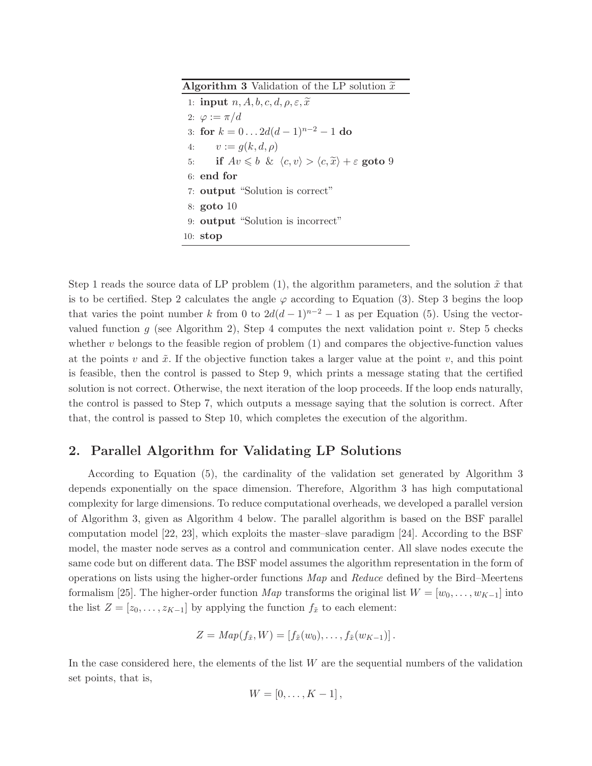**Algorithm 3** Validation of the LP solution $\widetilde{x}$

```
1: input n, A, b, c, d, ρ, ε, x̃
2: φ := π/d
3: for k = 0 ... 2d(d − 1)^(n−2) − 1 do
4:     v := g(k, d, ρ)
5:     if Av ⩽ b & ⟨c, v⟩ > ⟨c, x̃⟩ + ε goto 9
6: end for
7: output "Solution is correct"
8: goto 10
9: output "Solution is incorrect"
10: stop
```

Step 1 reads the source data of LP problem (1), the algorithm parameters, and the solution $\tilde{x}$ that is to be certified. Step 2 calculates the angle $\varphi$ according to Equation (3). Step 3 begins the loop that varies the point number $k$ from 0 to $2d(d-1)^{n-2}-1$ as per Equation (5). Using the vector-valued function $g$ (see Algorithm 2), Step 4 computes the next validation point $v$. Step 5 checks whether $v$ belongs to the feasible region of problem (1) and compares the objective-function values at the points $v$ and $\tilde{x}$. If the objective function takes a larger value at the point $v$, and this point is feasible, then the control is passed to Step 9, which prints a message stating that the certified solution is not correct. Otherwise, the next iteration of the loop proceeds. If the loop ends naturally, the control is passed to Step 7, which outputs a message saying that the solution is correct. After that, the control is passed to Step 10, which completes the execution of the algorithm.

## 2. Parallel Algorithm for Validating LP Solutions

According to Equation (5), the cardinality of the validation set generated by Algorithm 3 depends exponentially on the space dimension. Therefore, Algorithm 3 has high computational complexity for large dimensions. To reduce computational overheads, we developed a parallel version of Algorithm 3, given as Algorithm 4 below. The parallel algorithm is based on the BSF parallel computation model [22, 23], which exploits the master–slave paradigm [24]. According to the BSF model, the master node serves as a control and communication center. All slave nodes execute the same code but on different data. The BSF model assumes the algorithm representation in the form of operations on lists using the higher-order functions *Map* and *Reduce* defined by the Bird–Meertens formalism [25]. The higher-order function *Map* transforms the original list $W=[w_0,\dots,w_{K-1}]$ into the list $Z=[z_0,\dots,z_{K-1}]$ by applying the function $f_{\tilde{x}}$ to each element:

$$Z = Map(f_{\tilde{x}}, W) = [f_{\tilde{x}}(w_0),\dots,f_{\tilde{x}}(w_{K-1})]\,.$$

In the case considered here, the elements of the list $W$ are the sequential numbers of the validation set points, that is,

$$W=[0,\dots,K-1]\,,$$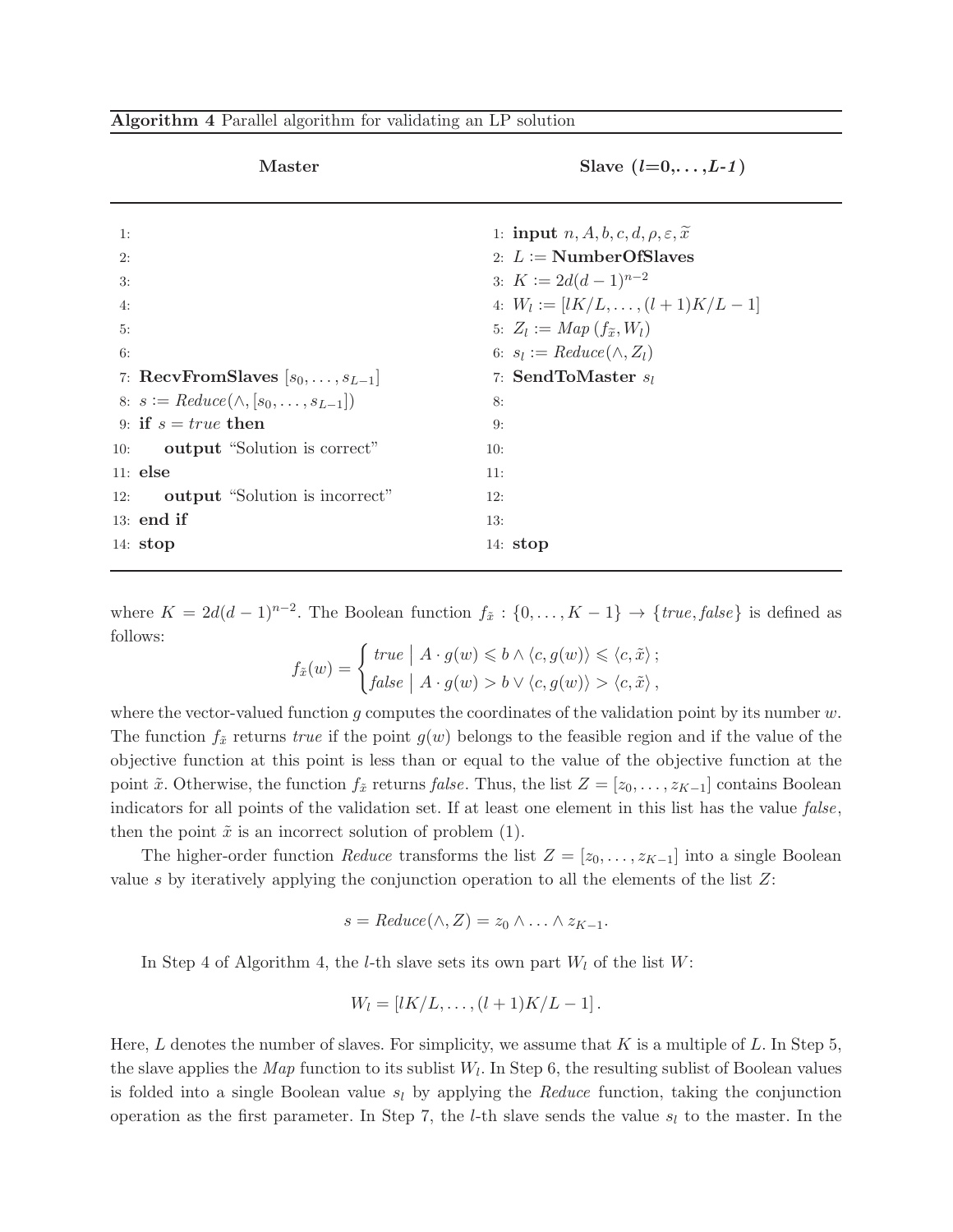**Algorithm 4** Parallel algorithm for validating an LP solution

| | **Master** | | **Slave** ($l$=0,...,$L$-1) |
|---|---|---|---|
| 1: | | 1: | **input** $n, A, b, c, d, \rho, \varepsilon, \widetilde{x}$ |
| 2: | | 2: | $L :=$ **NumberOfSlaves** |
| 3: | | 3: | $K := 2d(d-1)^{n-2}$ |
| 4: | | 4: | $W_l := [lK/L, \ldots, (l+1)K/L - 1]$ |
| 5: | | 5: | $Z_l := Map\,(f_{\widetilde{x}}, W_l)$ |
| 6: | | 6: | $s_l := Reduce(\wedge, Z_l)$ |
| 7: | **RecvFromSlaves** $[s_0, \ldots, s_{L-1}]$ | 7: | **SendToMaster** $s_l$ |
| 8: | $s := Reduce(\wedge, [s_0, \ldots, s_{L-1}])$ | 8: | |
| 9: | **if** $s = true$ **then** | 9: | |
| 10: | **output** "Solution is correct" | 10: | |
| 11: | **else** | 11: | |
| 12: | **output** "Solution is incorrect" | 12: | |
| 13: | **end if** | 13: | |
| 14: | **stop** | 14: | **stop** |

where $K = 2d(d-1)^{n-2}$. The Boolean function $f_{\tilde{x}} : \{0, \ldots, K-1\} \to \{true, false\}$ is defined as follows:

$$f_{\tilde{x}}(w) = \begin{cases} true \mid A \cdot g(w) \leqslant b \wedge \langle c, g(w) \rangle \leqslant \langle c, \tilde{x} \rangle\,; \\ false \mid A \cdot g(w) > b \vee \langle c, g(w) \rangle > \langle c, \tilde{x} \rangle\,, \end{cases}$$

where the vector-valued function $g$ computes the coordinates of the validation point by its number $w$. The function $f_{\tilde{x}}$ returns *true* if the point $g(w)$ belongs to the feasible region and if the value of the objective function at this point is less than or equal to the value of the objective function at the point $\tilde{x}$. Otherwise, the function $f_{\tilde{x}}$ returns *false*. Thus, the list $Z = [z_0, \ldots, z_{K-1}]$ contains Boolean indicators for all points of the validation set. If at least one element in this list has the value *false*, then the point $\tilde{x}$ is an incorrect solution of problem (1).

The higher-order function *Reduce* transforms the list $Z = [z_0, \ldots, z_{K-1}]$ into a single Boolean value $s$ by iteratively applying the conjunction operation to all the elements of the list $Z$:

$$s = Reduce(\wedge, Z) = z_0 \wedge \ldots \wedge z_{K-1}.$$

In Step 4 of Algorithm 4, the $l$-th slave sets its own part $W_l$ of the list $W$:

$$W_l = [lK/L, \ldots, (l+1)K/L - 1]\,.$$

Here, $L$ denotes the number of slaves. For simplicity, we assume that $K$ is a multiple of $L$. In Step 5, the slave applies the *Map* function to its sublist $W_l$. In Step 6, the resulting sublist of Boolean values is folded into a single Boolean value $s_l$ by applying the *Reduce* function, taking the conjunction operation as the first parameter. In Step 7, the $l$-th slave sends the value $s_l$ to the master. In the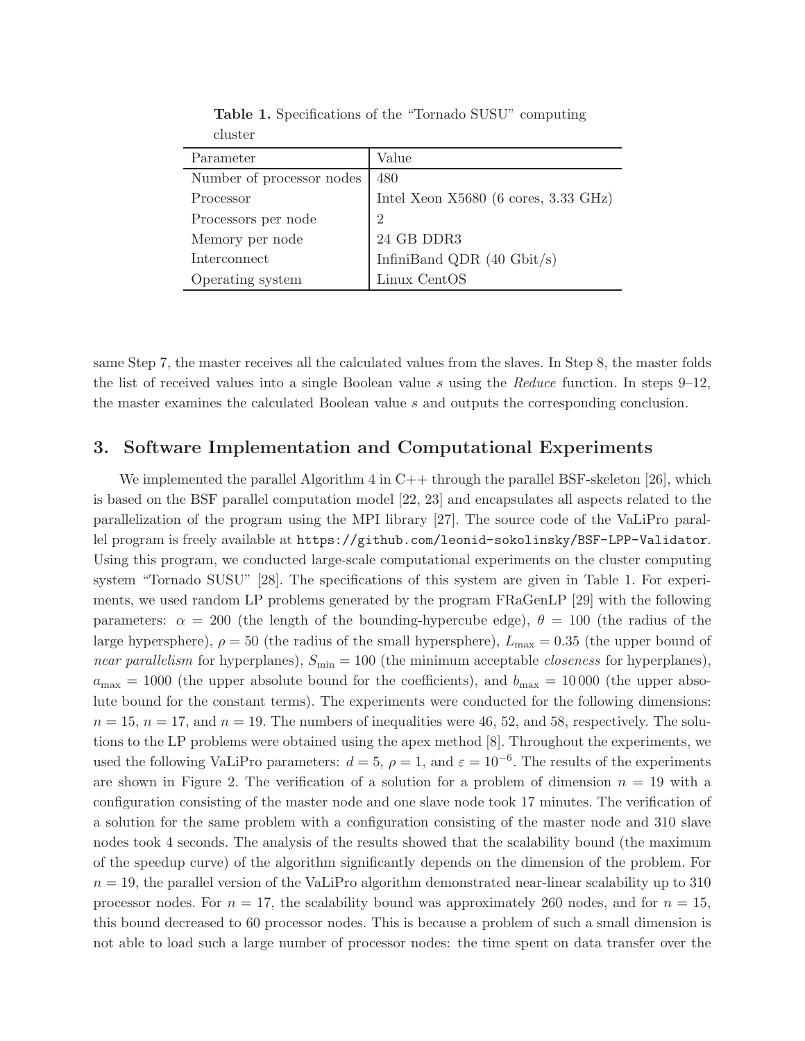**Table 1.** Specifications of the "Tornado SUSU" computing cluster

| Parameter | Value |
|---|---|
| Number of processor nodes | 480 |
| Processor | Intel Xeon X5680 (6 cores, 3.33 GHz) |
| Processors per node | 2 |
| Memory per node | 24 GB DDR3 |
| Interconnect | InfiniBand QDR (40 Gbit/s) |
| Operating system | Linux CentOS |

same Step 7, the master receives all the calculated values from the slaves. In Step 8, the master folds the list of received values into a single Boolean value $s$ using the *Reduce* function. In steps 9–12, the master examines the calculated Boolean value $s$ and outputs the corresponding conclusion.

## 3. Software Implementation and Computational Experiments

We implemented the parallel Algorithm 4 in C++ through the parallel BSF-skeleton [26], which is based on the BSF parallel computation model [22, 23] and encapsulates all aspects related to the parallelization of the program using the MPI library [27]. The source code of the VaLiPro parallel program is freely available at `https://github.com/leonid-sokolinsky/BSF-LPP-Validator`. Using this program, we conducted large-scale computational experiments on the cluster computing system "Tornado SUSU" [28]. The specifications of this system are given in Table 1. For experiments, we used random LP problems generated by the program FRaGenLP [29] with the following parameters: $\alpha = 200$ (the length of the bounding-hypercube edge), $\theta = 100$ (the radius of the large hypersphere), $\rho = 50$ (the radius of the small hypersphere), $L_{\max} = 0.35$ (the upper bound of *near parallelism* for hyperplanes), $S_{\min} = 100$ (the minimum acceptable *closeness* for hyperplanes), $a_{\max} = 1000$ (the upper absolute bound for the coefficients), and $b_{\max} = 10\,000$ (the upper absolute bound for the constant terms). The experiments were conducted for the following dimensions: $n = 15$, $n = 17$, and $n = 19$. The numbers of inequalities were 46, 52, and 58, respectively. The solutions to the LP problems were obtained using the apex method [8]. Throughout the experiments, we used the following VaLiPro parameters: $d = 5$, $\rho = 1$, and $\varepsilon = 10^{-6}$. The results of the experiments are shown in Figure 2. The verification of a solution for a problem of dimension $n = 19$ with a configuration consisting of the master node and one slave node took 17 minutes. The verification of a solution for the same problem with a configuration consisting of the master node and 310 slave nodes took 4 seconds. The analysis of the results showed that the scalability bound (the maximum of the speedup curve) of the algorithm significantly depends on the dimension of the problem. For $n = 19$, the parallel version of the VaLiPro algorithm demonstrated near-linear scalability up to 310 processor nodes. For $n = 17$, the scalability bound was approximately 260 nodes, and for $n = 15$, this bound decreased to 60 processor nodes. This is because a problem of such a small dimension is not able to load such a large number of processor nodes: the time spent on data transfer over the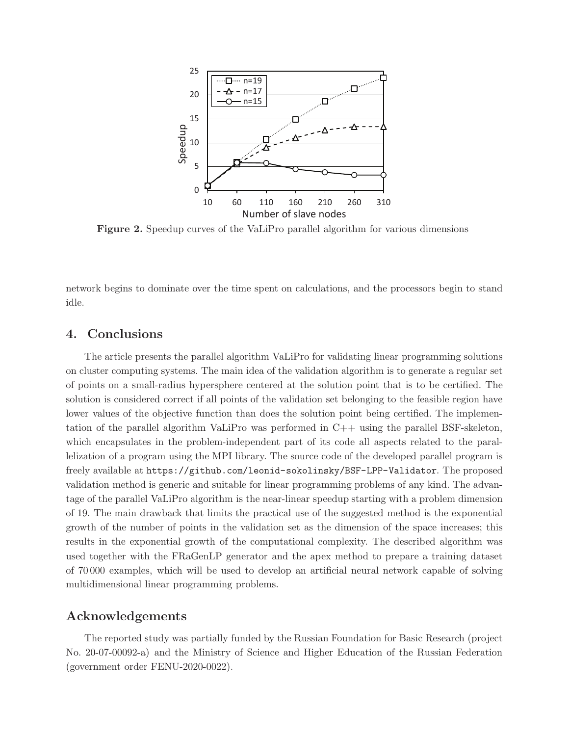**Figure 2.** Speedup curves of the VaLiPro parallel algorithm for various dimensions

network begins to dominate over the time spent on calculations, and the processors begin to stand idle.

## 4. Conclusions

The article presents the parallel algorithm VaLiPro for validating linear programming solutions on cluster computing systems. The main idea of the validation algorithm is to generate a regular set of points on a small-radius hypersphere centered at the solution point that is to be certified. The solution is considered correct if all points of the validation set belonging to the feasible region have lower values of the objective function than does the solution point being certified. The implementation of the parallel algorithm VaLiPro was performed in C++ using the parallel BSF-skeleton, which encapsulates in the problem-independent part of its code all aspects related to the parallelization of a program using the MPI library. The source code of the developed parallel program is freely available at `https://github.com/leonid-sokolinsky/BSF-LPP-Validator`. The proposed validation method is generic and suitable for linear programming problems of any kind. The advantage of the parallel VaLiPro algorithm is the near-linear speedup starting with a problem dimension of 19. The main drawback that limits the practical use of the suggested method is the exponential growth of the number of points in the validation set as the dimension of the space increases; this results in the exponential growth of the computational complexity. The described algorithm was used together with the FRaGenLP generator and the apex method to prepare a training dataset of 70 000 examples, which will be used to develop an artificial neural network capable of solving multidimensional linear programming problems.

## Acknowledgements

The reported study was partially funded by the Russian Foundation for Basic Research (project No. 20-07-00092-a) and the Ministry of Science and Higher Education of the Russian Federation (government order FENU-2020-0022).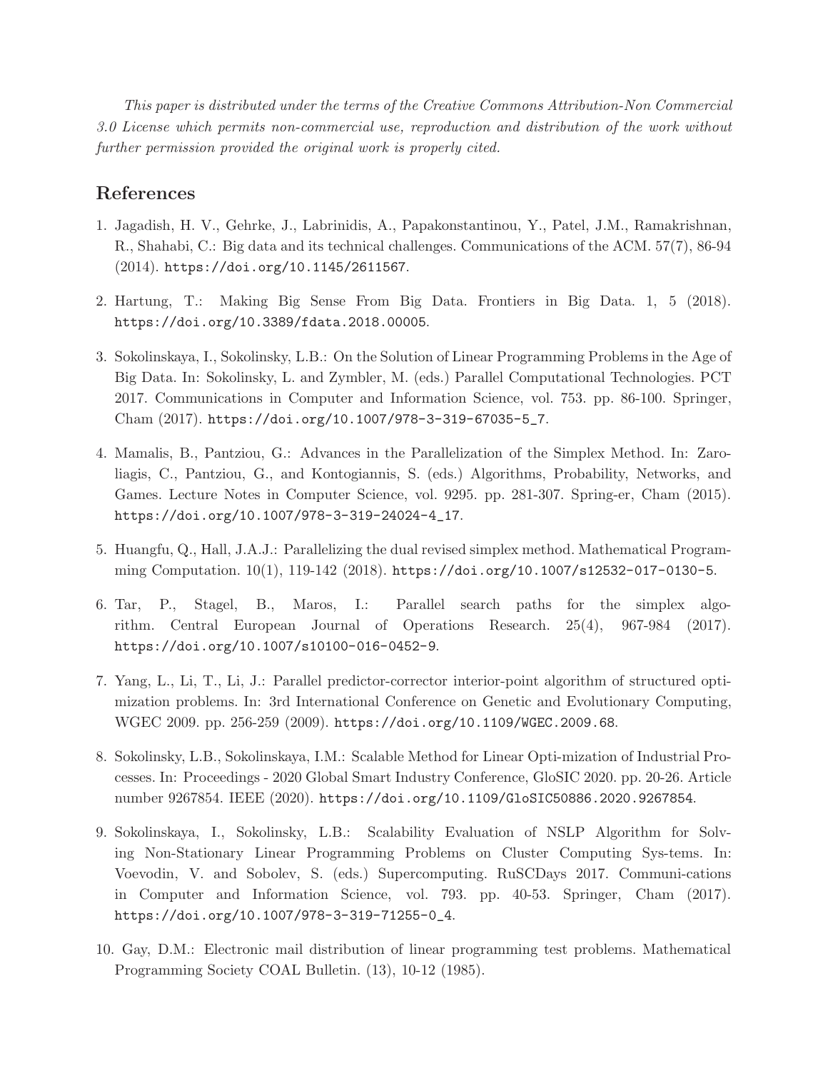*This paper is distributed under the terms of the Creative Commons Attribution-Non Commercial 3.0 License which permits non-commercial use, reproduction and distribution of the work without further permission provided the original work is properly cited.*

## References

1. Jagadish, H. V., Gehrke, J., Labrinidis, A., Papakonstantinou, Y., Patel, J.M., Ramakrishnan, R., Shahabi, C.: Big data and its technical challenges. Communications of the ACM. 57(7), 86-94 (2014). https://doi.org/10.1145/2611567.

2. Hartung, T.: Making Big Sense From Big Data. Frontiers in Big Data. 1, 5 (2018). https://doi.org/10.3389/fdata.2018.00005.

3. Sokolinskaya, I., Sokolinsky, L.B.: On the Solution of Linear Programming Problems in the Age of Big Data. In: Sokolinsky, L. and Zymbler, M. (eds.) Parallel Computational Technologies. PCT 2017. Communications in Computer and Information Science, vol. 753. pp. 86-100. Springer, Cham (2017). https://doi.org/10.1007/978-3-319-67035-5_7.

4. Mamalis, B., Pantziou, G.: Advances in the Parallelization of the Simplex Method. In: Zaroliagis, C., Pantziou, G., and Kontogiannis, S. (eds.) Algorithms, Probability, Networks, and Games. Lecture Notes in Computer Science, vol. 9295. pp. 281-307. Spring-er, Cham (2015). https://doi.org/10.1007/978-3-319-24024-4_17.

5. Huangfu, Q., Hall, J.A.J.: Parallelizing the dual revised simplex method. Mathematical Programming Computation. 10(1), 119-142 (2018). https://doi.org/10.1007/s12532-017-0130-5.

6. Tar, P., Stagel, B., Maros, I.: Parallel search paths for the simplex algorithm. Central European Journal of Operations Research. 25(4), 967-984 (2017). https://doi.org/10.1007/s10100-016-0452-9.

7. Yang, L., Li, T., Li, J.: Parallel predictor-corrector interior-point algorithm of structured optimization problems. In: 3rd International Conference on Genetic and Evolutionary Computing, WGEC 2009. pp. 256-259 (2009). https://doi.org/10.1109/WGEC.2009.68.

8. Sokolinsky, L.B., Sokolinskaya, I.M.: Scalable Method for Linear Opti-mization of Industrial Processes. In: Proceedings - 2020 Global Smart Industry Conference, GloSIC 2020. pp. 20-26. Article number 9267854. IEEE (2020). https://doi.org/10.1109/GloSIC50886.2020.9267854.

9. Sokolinskaya, I., Sokolinsky, L.B.: Scalability Evaluation of NSLP Algorithm for Solving Non-Stationary Linear Programming Problems on Cluster Computing Sys-tems. In: Voevodin, V. and Sobolev, S. (eds.) Supercomputing. RuSCDays 2017. Communi-cations in Computer and Information Science, vol. 793. pp. 40-53. Springer, Cham (2017). https://doi.org/10.1007/978-3-319-71255-0_4.

10. Gay, D.M.: Electronic mail distribution of linear programming test problems. Mathematical Programming Society COAL Bulletin. (13), 10-12 (1985).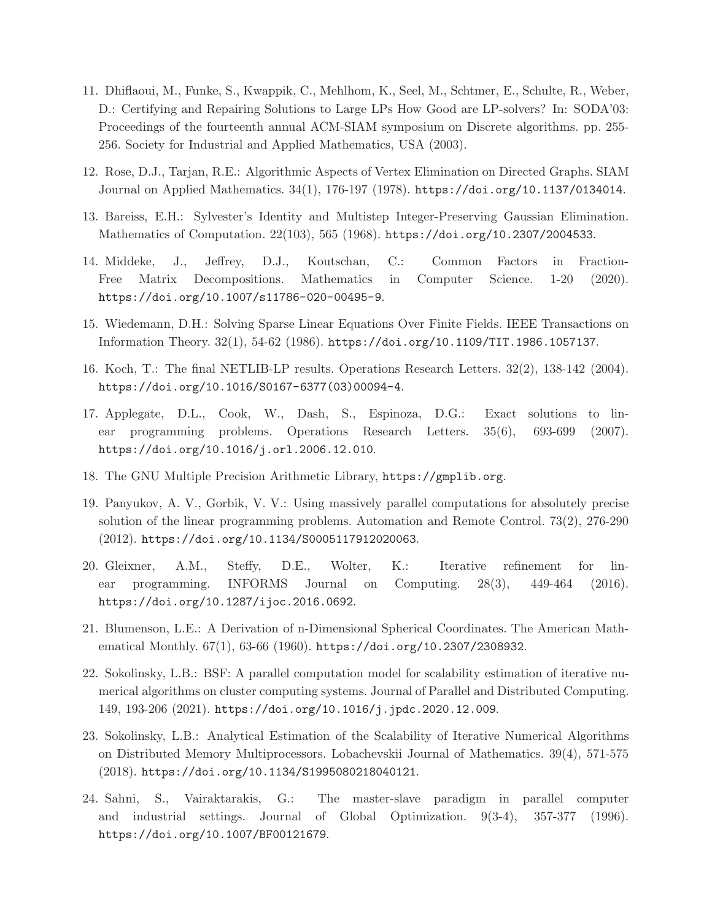11. Dhiflaoui, M., Funke, S., Kwappik, C., Mehlhom, K., Seel, M., Schtmer, E., Schulte, R., Weber, D.: Certifying and Repairing Solutions to Large LPs How Good are LP-solvers? In: SODA'03: Proceedings of the fourteenth annual ACM-SIAM symposium on Discrete algorithms. pp. 255-256. Society for Industrial and Applied Mathematics, USA (2003).

12. Rose, D.J., Tarjan, R.E.: Algorithmic Aspects of Vertex Elimination on Directed Graphs. SIAM Journal on Applied Mathematics. 34(1), 176-197 (1978). https://doi.org/10.1137/0134014.

13. Bareiss, E.H.: Sylvester's Identity and Multistep Integer-Preserving Gaussian Elimination. Mathematics of Computation. 22(103), 565 (1968). https://doi.org/10.2307/2004533.

14. Middeke, J., Jeffrey, D.J., Koutschan, C.: Common Factors in Fraction-Free Matrix Decompositions. Mathematics in Computer Science. 1-20 (2020). https://doi.org/10.1007/s11786-020-00495-9.

15. Wiedemann, D.H.: Solving Sparse Linear Equations Over Finite Fields. IEEE Transactions on Information Theory. 32(1), 54-62 (1986). https://doi.org/10.1109/TIT.1986.1057137.

16. Koch, T.: The final NETLIB-LP results. Operations Research Letters. 32(2), 138-142 (2004). https://doi.org/10.1016/S0167-6377(03)00094-4.

17. Applegate, D.L., Cook, W., Dash, S., Espinoza, D.G.: Exact solutions to linear programming problems. Operations Research Letters. 35(6), 693-699 (2007). https://doi.org/10.1016/j.orl.2006.12.010.

18. The GNU Multiple Precision Arithmetic Library, https://gmplib.org.

19. Panyukov, A. V., Gorbik, V. V.: Using massively parallel computations for absolutely precise solution of the linear programming problems. Automation and Remote Control. 73(2), 276-290 (2012). https://doi.org/10.1134/S0005117912020063.

20. Gleixner, A.M., Steffy, D.E., Wolter, K.: Iterative refinement for linear programming. INFORMS Journal on Computing. 28(3), 449-464 (2016). https://doi.org/10.1287/ijoc.2016.0692.

21. Blumenson, L.E.: A Derivation of n-Dimensional Spherical Coordinates. The American Mathematical Monthly. 67(1), 63-66 (1960). https://doi.org/10.2307/2308932.

22. Sokolinsky, L.B.: BSF: A parallel computation model for scalability estimation of iterative numerical algorithms on cluster computing systems. Journal of Parallel and Distributed Computing. 149, 193-206 (2021). https://doi.org/10.1016/j.jpdc.2020.12.009.

23. Sokolinsky, L.B.: Analytical Estimation of the Scalability of Iterative Numerical Algorithms on Distributed Memory Multiprocessors. Lobachevskii Journal of Mathematics. 39(4), 571-575 (2018). https://doi.org/10.1134/S1995080218040121.

24. Sahni, S., Vairaktarakis, G.: The master-slave paradigm in parallel computer and industrial settings. Journal of Global Optimization. 9(3-4), 357-377 (1996). https://doi.org/10.1007/BF00121679.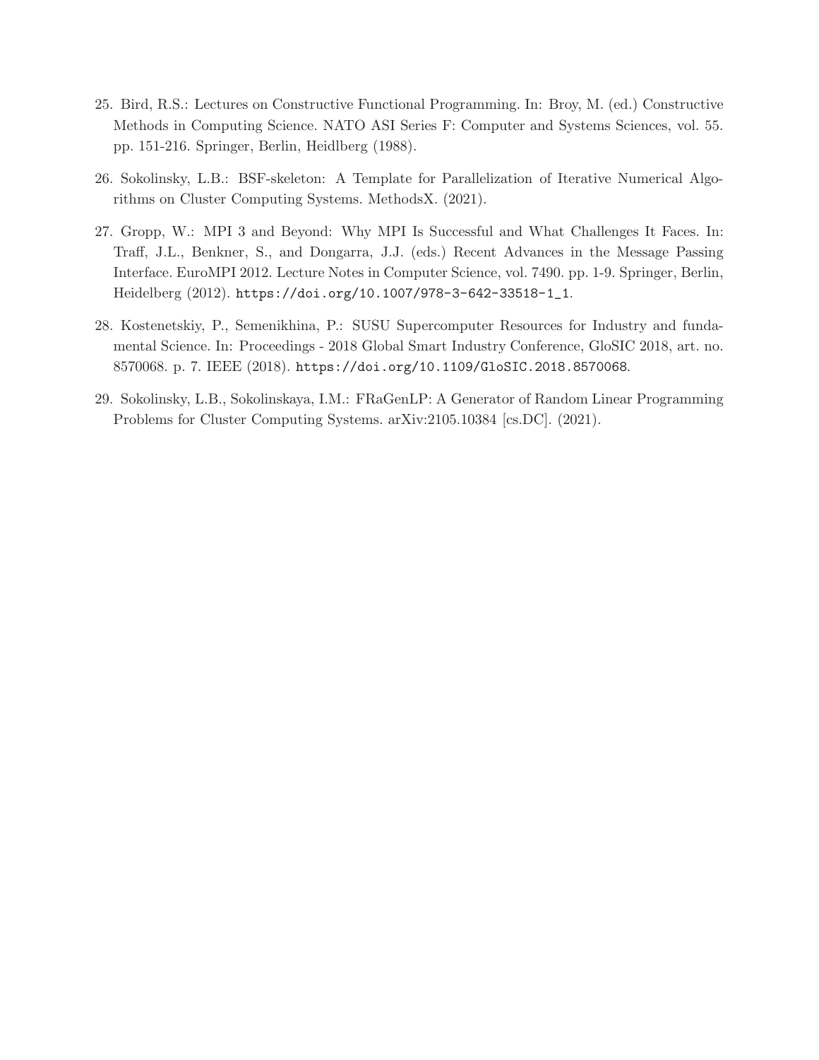25. Bird, R.S.: Lectures on Constructive Functional Programming. In: Broy, M. (ed.) Constructive Methods in Computing Science. NATO ASI Series F: Computer and Systems Sciences, vol. 55. pp. 151-216. Springer, Berlin, Heidlberg (1988).

26. Sokolinsky, L.B.: BSF-skeleton: A Template for Parallelization of Iterative Numerical Algorithms on Cluster Computing Systems. MethodsX. (2021).

27. Gropp, W.: MPI 3 and Beyond: Why MPI Is Successful and What Challenges It Faces. In: Traff, J.L., Benkner, S., and Dongarra, J.J. (eds.) Recent Advances in the Message Passing Interface. EuroMPI 2012. Lecture Notes in Computer Science, vol. 7490. pp. 1-9. Springer, Berlin, Heidelberg (2012). `https://doi.org/10.1007/978-3-642-33518-1_1`.

28. Kostenetskiy, P., Semenikhina, P.: SUSU Supercomputer Resources for Industry and fundamental Science. In: Proceedings - 2018 Global Smart Industry Conference, GloSIC 2018, art. no. 8570068. p. 7. IEEE (2018). `https://doi.org/10.1109/GloSIC.2018.8570068`.

29. Sokolinsky, L.B., Sokolinskaya, I.M.: FRaGenLP: A Generator of Random Linear Programming Problems for Cluster Computing Systems. arXiv:2105.10384 [cs.DC]. (2021).